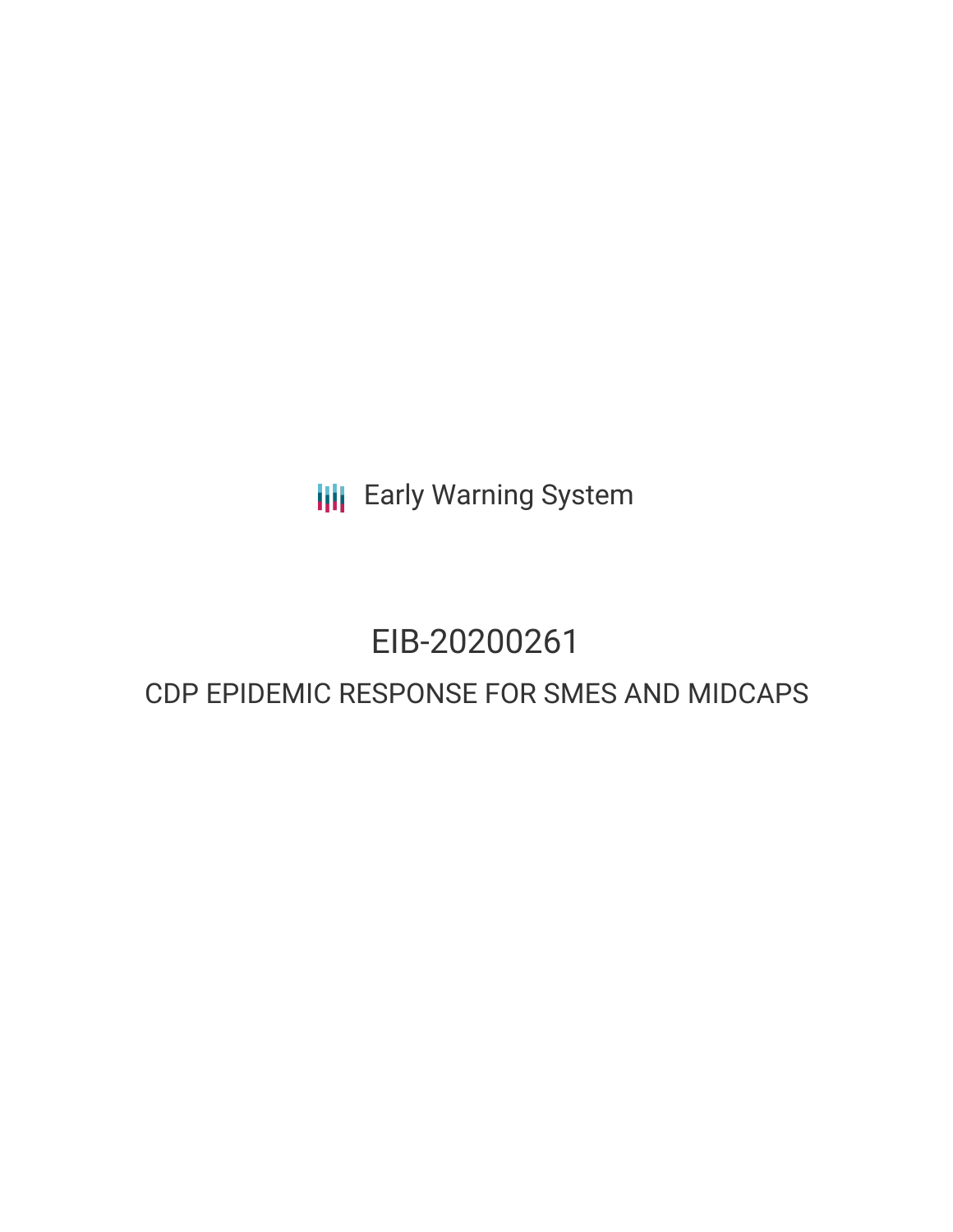Early Warning System

# EIB-20200261

## CDP EPIDEMIC RESPONSE FOR SMES AND MIDCAPS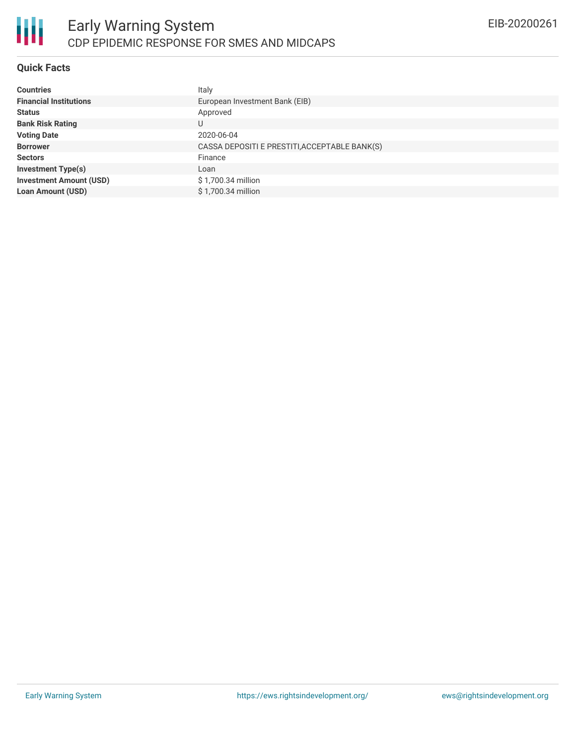# Early Warning System

## CDP EPIDEMIC RESPONSE FOR SMES AND MIDCAPS

EIB-20200261

### Quick Facts

| | |
|---|---|
| **Countries** | Italy |
| **Financial Institutions** | European Investment Bank (EIB) |
| **Status** | Approved |
| **Bank Risk Rating** | U |
| **Voting Date** | 2020-06-04 |
| **Borrower** | CASSA DEPOSITI E PRESTITI,ACCEPTABLE BANK(S) |
| **Sectors** | Finance |
| **Investment Type(s)** | Loan |
| **Investment Amount (USD)** | $ 1,700.34 million |
| **Loan Amount (USD)** | $ 1,700.34 million |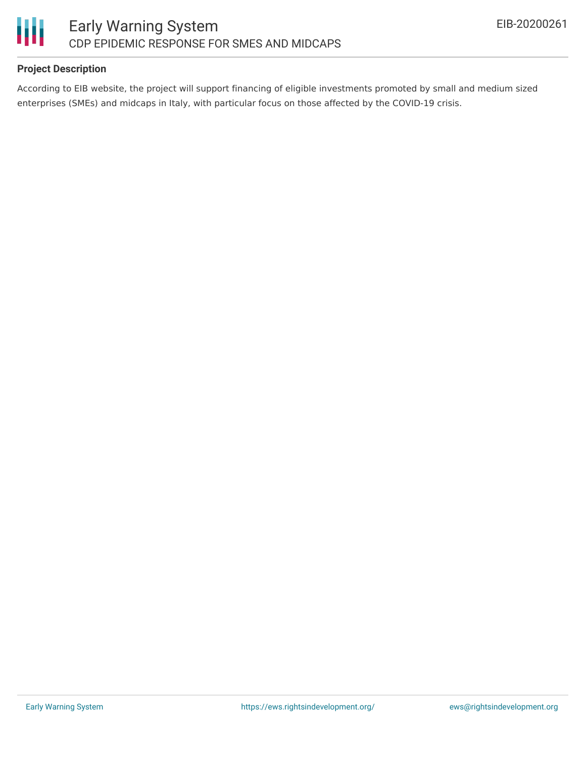## Project Description

According to EIB website, the project will support financing of eligible investments promoted by small and medium sized enterprises (SMEs) and midcaps in Italy, with particular focus on those affected by the COVID-19 crisis.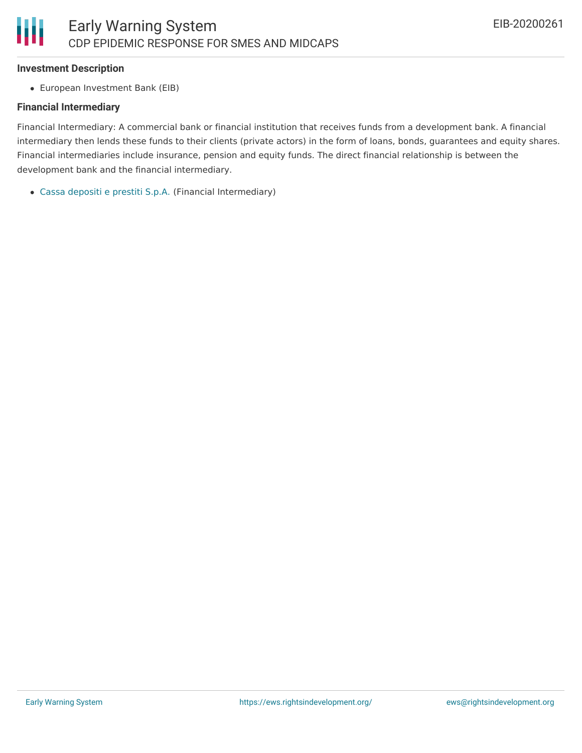**Investment Description**

- European Investment Bank (EIB)

**Financial Intermediary**

Financial Intermediary: A commercial bank or financial institution that receives funds from a development bank. A financial intermediary then lends these funds to their clients (private actors) in the form of loans, bonds, guarantees and equity shares. Financial intermediaries include insurance, pension and equity funds. The direct financial relationship is between the development bank and the financial intermediary.

- Cassa depositi e prestiti S.p.A. (Financial Intermediary)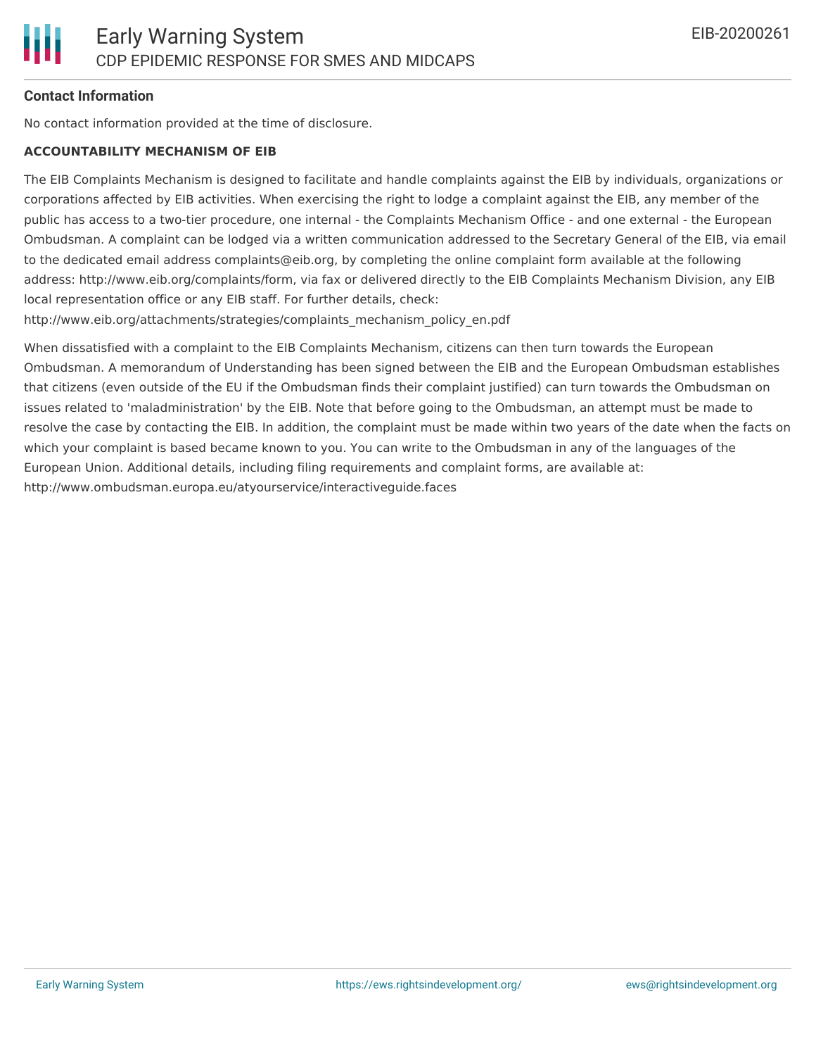### Contact Information

No contact information provided at the time of disclosure.

**ACCOUNTABILITY MECHANISM OF EIB**

The EIB Complaints Mechanism is designed to facilitate and handle complaints against the EIB by individuals, organizations or corporations affected by EIB activities. When exercising the right to lodge a complaint against the EIB, any member of the public has access to a two-tier procedure, one internal - the Complaints Mechanism Office - and one external - the European Ombudsman. A complaint can be lodged via a written communication addressed to the Secretary General of the EIB, via email to the dedicated email address complaints@eib.org, by completing the online complaint form available at the following address: http://www.eib.org/complaints/form, via fax or delivered directly to the EIB Complaints Mechanism Division, any EIB local representation office or any EIB staff. For further details, check: http://www.eib.org/attachments/strategies/complaints_mechanism_policy_en.pdf

When dissatisfied with a complaint to the EIB Complaints Mechanism, citizens can then turn towards the European Ombudsman. A memorandum of Understanding has been signed between the EIB and the European Ombudsman establishes that citizens (even outside of the EU if the Ombudsman finds their complaint justified) can turn towards the Ombudsman on issues related to 'maladministration' by the EIB. Note that before going to the Ombudsman, an attempt must be made to resolve the case by contacting the EIB. In addition, the complaint must be made within two years of the date when the facts on which your complaint is based became known to you. You can write to the Ombudsman in any of the languages of the European Union. Additional details, including filing requirements and complaint forms, are available at: http://www.ombudsman.europa.eu/atyourservice/interactiveguide.faces